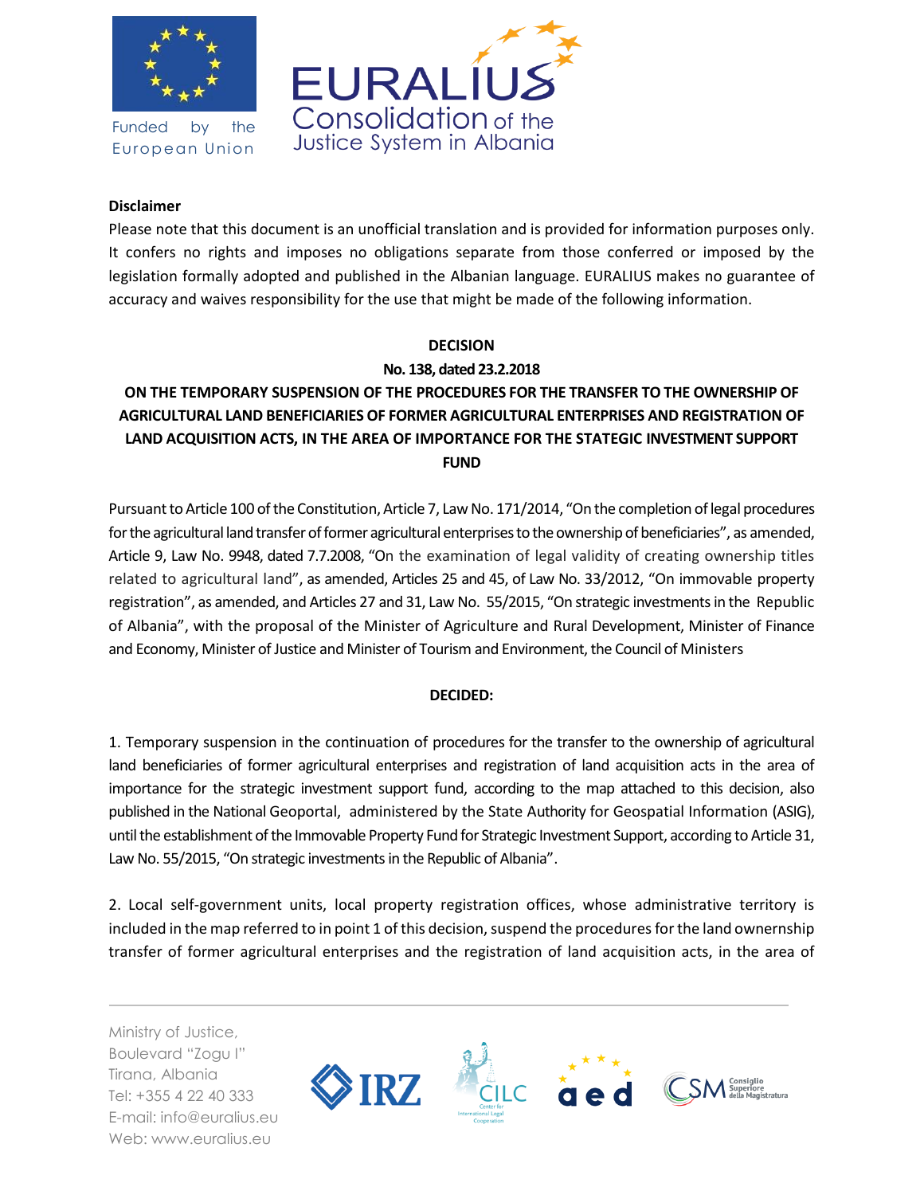**Disclaimer**

Please note that this document is an unofficial translation and is provided for information purposes only. It confers no rights and imposes no obligations separate from those conferred or imposed by the legislation formally adopted and published in the Albanian language. EURALIUS makes no guarantee of accuracy and waives responsibility for the use that might be made of the following information.

**DECISION**

**No. 138, dated 23.2.2018**

**ON THE TEMPORARY SUSPENSION OF THE PROCEDURES FOR THE TRANSFER TO THE OWNERSHIP OF AGRICULTURAL LAND BENEFICIARIES OF FORMER AGRICULTURAL ENTERPRISES AND REGISTRATION OF LAND ACQUISITION ACTS, IN THE AREA OF IMPORTANCE FOR THE STATEGIC INVESTMENT SUPPORT FUND**

Pursuant to Article 100 of the Constitution, Article 7, Law No. 171/2014, "On the completion of legal procedures for the agricultural land transfer of former agricultural enterprises to the ownership of beneficiaries", as amended, Article 9, Law No. 9948, dated 7.7.2008, "On the examination of legal validity of creating ownership titles related to agricultural land", as amended, Articles 25 and 45, of Law No. 33/2012, "On immovable property registration", as amended, and Articles 27 and 31, Law No. 55/2015, "On strategic investments in the Republic of Albania", with the proposal of the Minister of Agriculture and Rural Development, Minister of Finance and Economy, Minister of Justice and Minister of Tourism and Environment, the Council of Ministers

**DECIDED:**

1. Temporary suspension in the continuation of procedures for the transfer to the ownership of agricultural land beneficiaries of former agricultural enterprises and registration of land acquisition acts in the area of importance for the strategic investment support fund, according to the map attached to this decision, also published in the National Geoportal, administered by the State Authority for Geospatial Information (ASIG), until the establishment of the Immovable Property Fund for Strategic Investment Support, according to Article 31, Law No. 55/2015, "On strategic investments in the Republic of Albania".

2. Local self-government units, local property registration offices, whose administrative territory is included in the map referred to in point 1 of this decision, suspend the procedures for the land ownership transfer of former agricultural enterprises and the registration of land acquisition acts, in the area of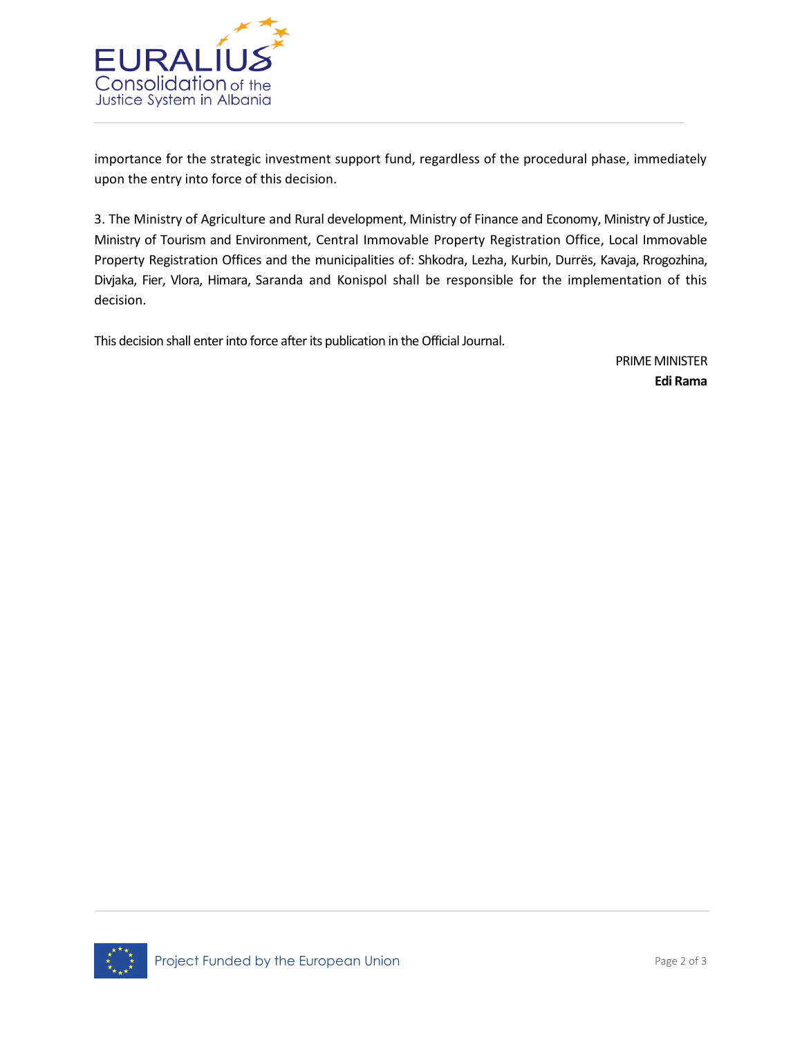importance for the strategic investment support fund, regardless of the procedural phase, immediately upon the entry into force of this decision.

3. The Ministry of Agriculture and Rural development, Ministry of Finance and Economy, Ministry of Justice, Ministry of Tourism and Environment, Central Immovable Property Registration Office, Local Immovable Property Registration Offices and the municipalities of: Shkodra, Lezha, Kurbin, Durrës, Kavaja, Rrogozhina, Divjaka, Fier, Vlora, Himara, Saranda and Konispol shall be responsible for the implementation of this decision.

This decision shall enter into force after its publication in the Official Journal.

PRIME MINISTER

**Edi Rama**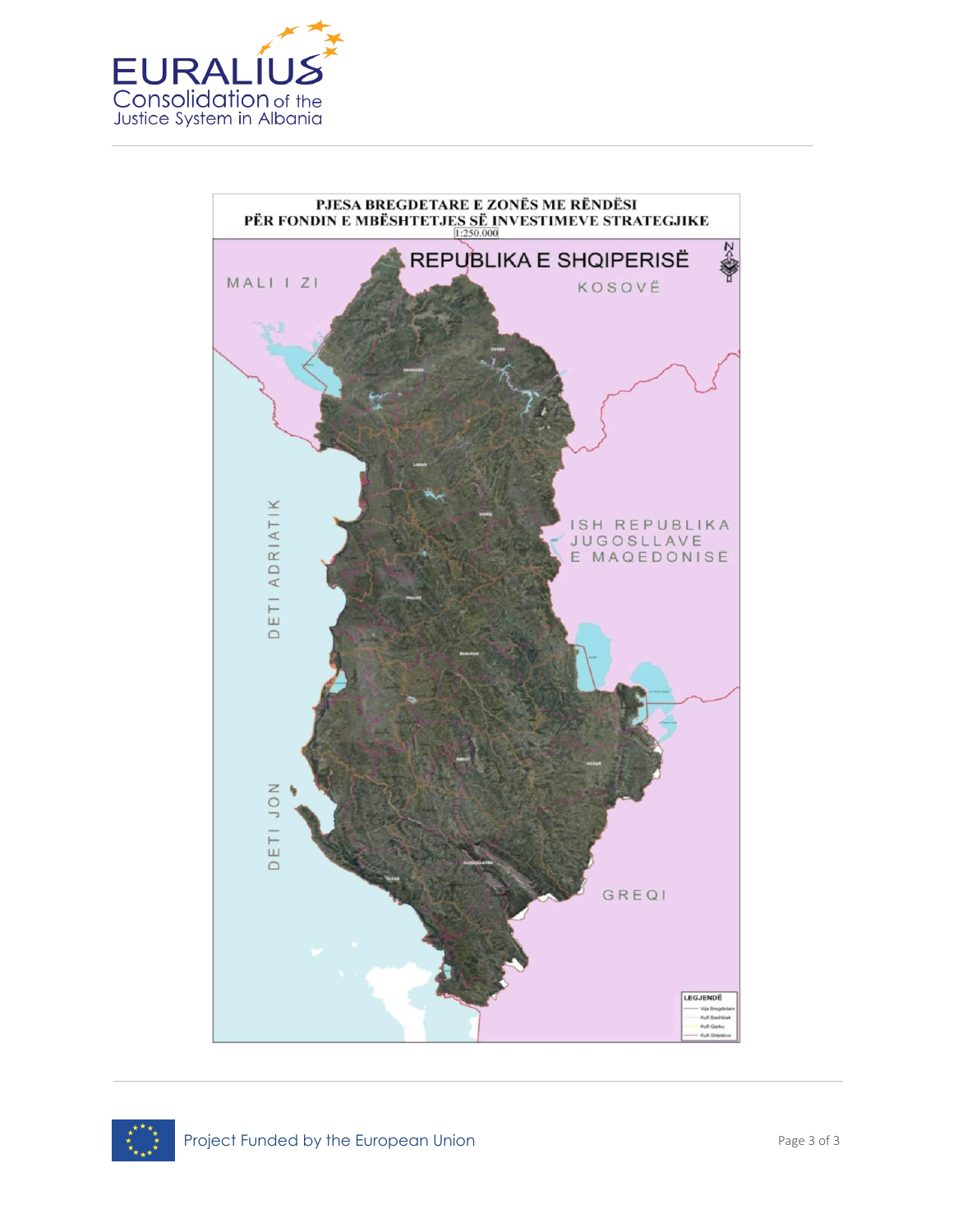PJESA BREGDETARE E ZONËS ME RËNDËSI
PËR FONDIN E MBËSHTETJES SË INVESTIMEVE STRATEGJIKE

1:250.000

REPUBLIKA E SHQIPERISË

MALI I ZI

KOSOVË

ISH REPUBLIKA JUGOSLLAVE E MAQEDONISË

DETI ADRIATIK

DETI JON

GREQI

LEGJENDË